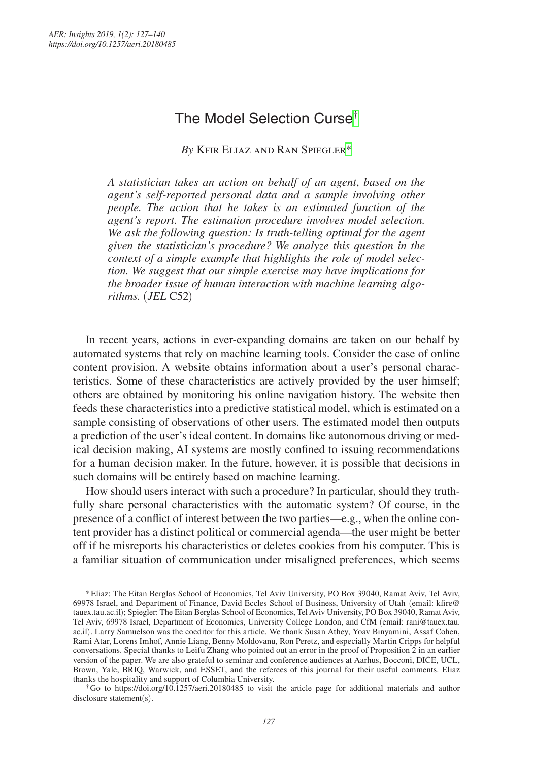# The Model Selection Curse[†]

*By* Kfir Eliaz and Ran Spiegler[*]

*A statistician takes an action on behalf of an agent, based on the agent's self-reported personal data and a sample involving other people. The action that he takes is an estimated function of the agent's report. The estimation procedure involves model selection. We ask the following question: Is truth-telling optimal for the agent given the statistician's procedure? We analyze this question in the context of a simple example that highlights the role of model selection. We suggest that our simple exercise may have implications for the broader issue of human interaction with machine learning algorithms.* (*JEL* C52)

In recent years, actions in ever-expanding domains are taken on our behalf by automated systems that rely on machine learning tools. Consider the case of online content provision. A website obtains information about a user's personal characteristics. Some of these characteristics are actively provided by the user himself; others are obtained by monitoring his online navigation history. The website then feeds these characteristics into a predictive statistical model, which is estimated on a sample consisting of observations of other users. The estimated model then outputs a prediction of the user's ideal content. In domains like autonomous driving or medical decision making, AI systems are mostly confined to issuing recommendations for a human decision maker. In the future, however, it is possible that decisions in such domains will be entirely based on machine learning.

How should users interact with such a procedure? In particular, should they truthfully share personal characteristics with the automatic system? Of course, in the presence of a conflict of interest between the two parties—e.g., when the online content provider has a distinct political or commercial agenda—the user might be better off if he misreports his characteristics or deletes cookies from his computer. This is a familiar situation of communication under misaligned preferences, which seems

[*] Eliaz: The Eitan Berglas School of Economics, Tel Aviv University, PO Box 39040, Ramat Aviv, Tel Aviv, 69978 Israel, and Department of Finance, David Eccles School of Business, University of Utah (email: kfire@tauex.tau.ac.il); Spiegler: The Eitan Berglas School of Economics, Tel Aviv University, PO Box 39040, Ramat Aviv, Tel Aviv, 69978 Israel, Department of Economics, University College London, and CfM (email: rani@tauex.tau.ac.il). Larry Samuelson was the coeditor for this article. We thank Susan Athey, Yoav Binyamini, Assaf Cohen, Rami Atar, Lorens Imhof, Annie Liang, Benny Moldovanu, Ron Peretz, and especially Martin Cripps for helpful conversations. Special thanks to Leifu Zhang who pointed out an error in the proof of Proposition 2 in an earlier version of the paper. We are also grateful to seminar and conference audiences at Aarhus, Bocconi, DICE, UCL, Brown, Yale, BRIQ, Warwick, and ESSET, and the referees of this journal for their useful comments. Eliaz thanks the hospitality and support of Columbia University.

[†] Go to https://doi.org/10.1257/aeri.20180485 to visit the article page for additional materials and author disclosure statement(s).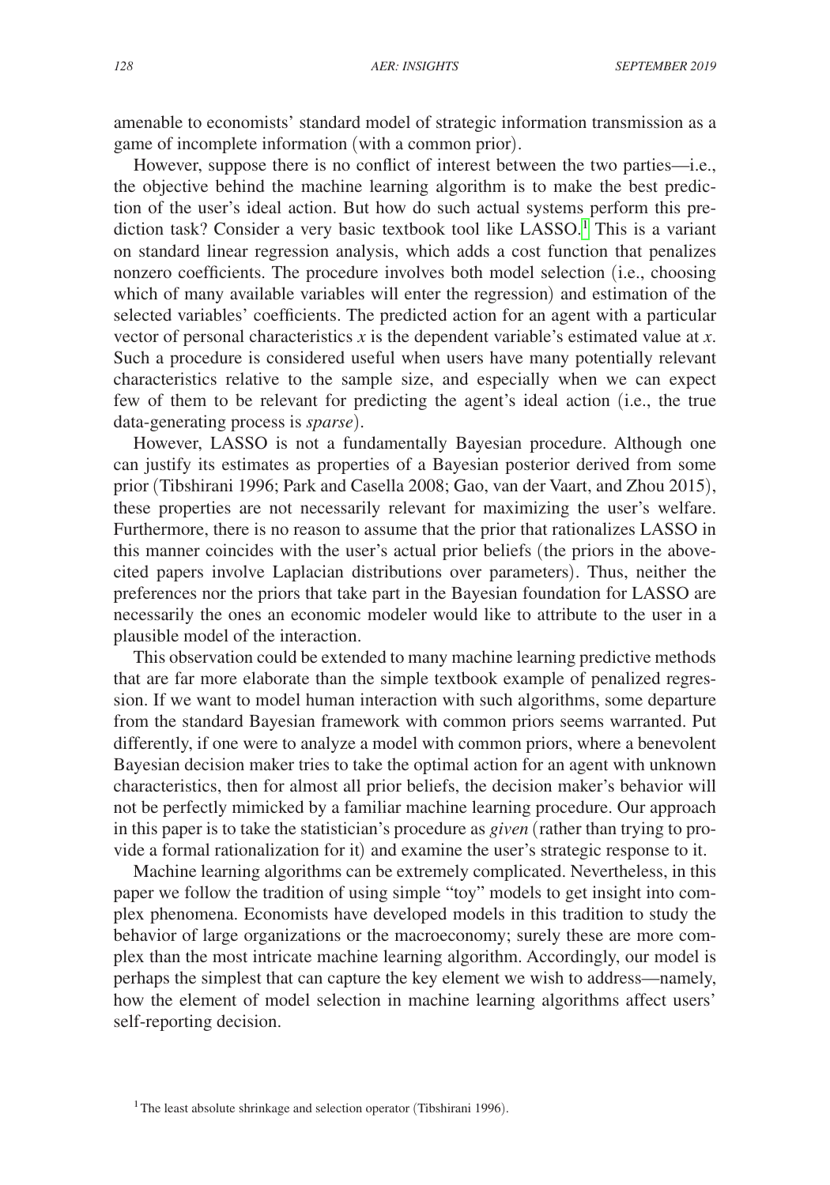amenable to economists' standard model of strategic information transmission as a game of incomplete information (with a common prior).

However, suppose there is no conflict of interest between the two parties—i.e., the objective behind the machine learning algorithm is to make the best prediction of the user's ideal action. But how do such actual systems perform this prediction task? Consider a very basic textbook tool like LASSO.[1] This is a variant on standard linear regression analysis, which adds a cost function that penalizes nonzero coefficients. The procedure involves both model selection (i.e., choosing which of many available variables will enter the regression) and estimation of the selected variables' coefficients. The predicted action for an agent with a particular vector of personal characteristics $x$ is the dependent variable's estimated value at $x$. Such a procedure is considered useful when users have many potentially relevant characteristics relative to the sample size, and especially when we can expect few of them to be relevant for predicting the agent's ideal action (i.e., the true data-generating process is *sparse*).

However, LASSO is not a fundamentally Bayesian procedure. Although one can justify its estimates as properties of a Bayesian posterior derived from some prior (Tibshirani 1996; Park and Casella 2008; Gao, van der Vaart, and Zhou 2015), these properties are not necessarily relevant for maximizing the user's welfare. Furthermore, there is no reason to assume that the prior that rationalizes LASSO in this manner coincides with the user's actual prior beliefs (the priors in the above-cited papers involve Laplacian distributions over parameters). Thus, neither the preferences nor the priors that take part in the Bayesian foundation for LASSO are necessarily the ones an economic modeler would like to attribute to the user in a plausible model of the interaction.

This observation could be extended to many machine learning predictive methods that are far more elaborate than the simple textbook example of penalized regression. If we want to model human interaction with such algorithms, some departure from the standard Bayesian framework with common priors seems warranted. Put differently, if one were to analyze a model with common priors, where a benevolent Bayesian decision maker tries to take the optimal action for an agent with unknown characteristics, then for almost all prior beliefs, the decision maker's behavior will not be perfectly mimicked by a familiar machine learning procedure. Our approach in this paper is to take the statistician's procedure as *given* (rather than trying to provide a formal rationalization for it) and examine the user's strategic response to it.

Machine learning algorithms can be extremely complicated. Nevertheless, in this paper we follow the tradition of using simple "toy" models to get insight into complex phenomena. Economists have developed models in this tradition to study the behavior of large organizations or the macroeconomy; surely these are more complex than the most intricate machine learning algorithm. Accordingly, our model is perhaps the simplest that can capture the key element we wish to address—namely, how the element of model selection in machine learning algorithms affect users' self-reporting decision.

[1] The least absolute shrinkage and selection operator (Tibshirani 1996).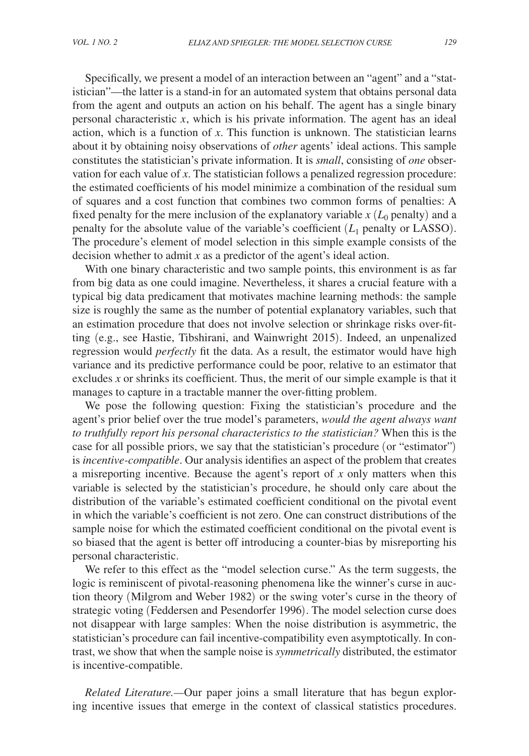Specifically, we present a model of an interaction between an "agent" and a "statistician"—the latter is a stand-in for an automated system that obtains personal data from the agent and outputs an action on his behalf. The agent has a single binary personal characteristic $x$, which is his private information. The agent has an ideal action, which is a function of $x$. This function is unknown. The statistician learns about it by obtaining noisy observations of *other* agents' ideal actions. This sample constitutes the statistician's private information. It is *small*, consisting of *one* observation for each value of $x$. The statistician follows a penalized regression procedure: the estimated coefficients of his model minimize a combination of the residual sum of squares and a cost function that combines two common forms of penalties: A fixed penalty for the mere inclusion of the explanatory variable $x$ ($L_0$ penalty) and a penalty for the absolute value of the variable's coefficient ($L_1$ penalty or LASSO). The procedure's element of model selection in this simple example consists of the decision whether to admit $x$ as a predictor of the agent's ideal action.

With one binary characteristic and two sample points, this environment is as far from big data as one could imagine. Nevertheless, it shares a crucial feature with a typical big data predicament that motivates machine learning methods: the sample size is roughly the same as the number of potential explanatory variables, such that an estimation procedure that does not involve selection or shrinkage risks over-fitting (e.g., see Hastie, Tibshirani, and Wainwright 2015). Indeed, an unpenalized regression would *perfectly* fit the data. As a result, the estimator would have high variance and its predictive performance could be poor, relative to an estimator that excludes $x$ or shrinks its coefficient. Thus, the merit of our simple example is that it manages to capture in a tractable manner the over-fitting problem.

We pose the following question: Fixing the statistician's procedure and the agent's prior belief over the true model's parameters, *would the agent always want to truthfully report his personal characteristics to the statistician?* When this is the case for all possible priors, we say that the statistician's procedure (or "estimator") is *incentive-compatible*. Our analysis identifies an aspect of the problem that creates a misreporting incentive. Because the agent's report of $x$ only matters when this variable is selected by the statistician's procedure, he should only care about the distribution of the variable's estimated coefficient conditional on the pivotal event in which the variable's coefficient is not zero. One can construct distributions of the sample noise for which the estimated coefficient conditional on the pivotal event is so biased that the agent is better off introducing a counter-bias by misreporting his personal characteristic.

We refer to this effect as the "model selection curse." As the term suggests, the logic is reminiscent of pivotal-reasoning phenomena like the winner's curse in auction theory (Milgrom and Weber 1982) or the swing voter's curse in the theory of strategic voting (Feddersen and Pesendorfer 1996). The model selection curse does not disappear with large samples: When the noise distribution is asymmetric, the statistician's procedure can fail incentive-compatibility even asymptotically. In contrast, we show that when the sample noise is *symmetrically* distributed, the estimator is incentive-compatible.

*Related Literature.*—Our paper joins a small literature that has begun exploring incentive issues that emerge in the context of classical statistics procedures.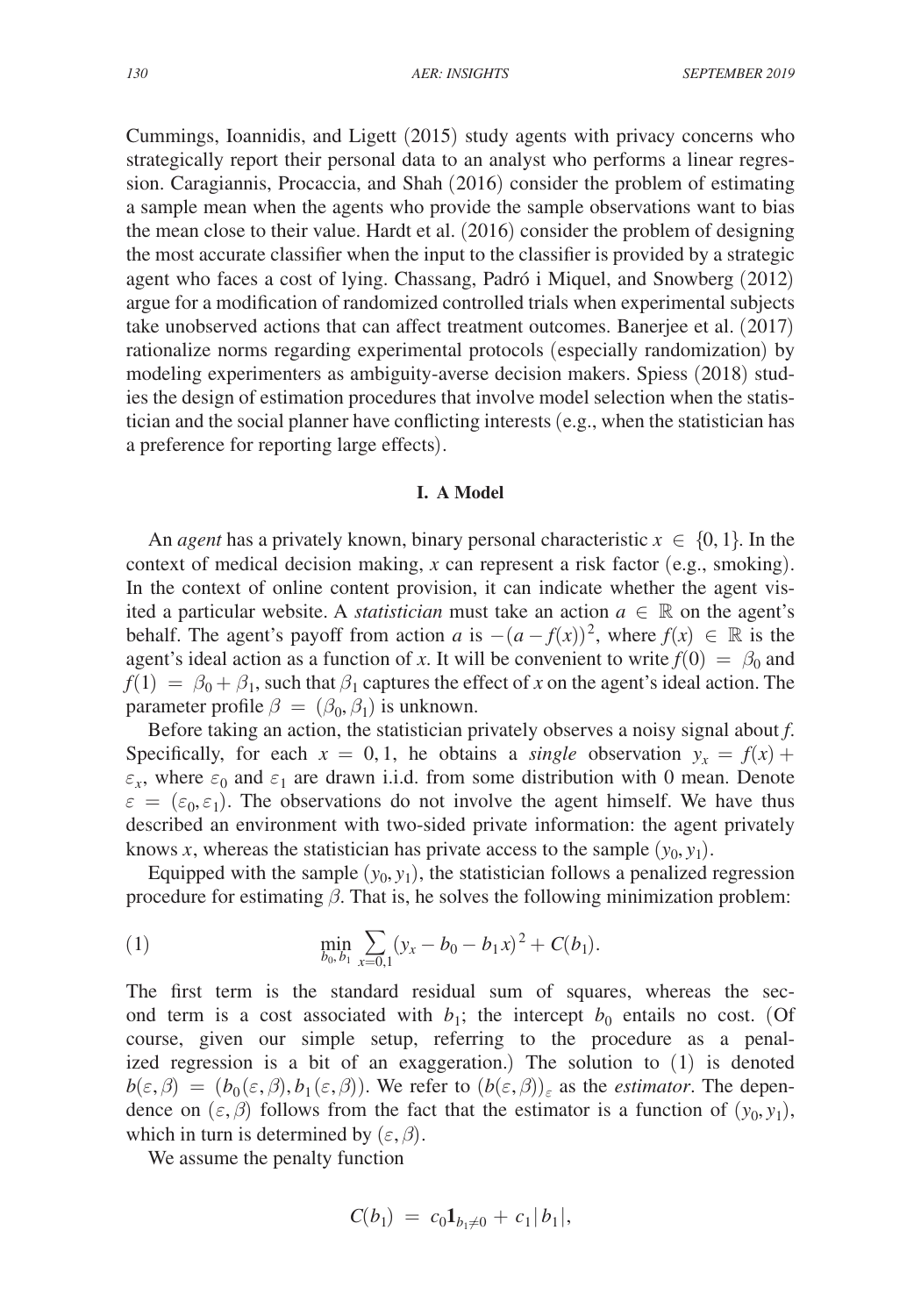Cummings, Ioannidis, and Ligett (2015) study agents with privacy concerns who strategically report their personal data to an analyst who performs a linear regression. Caragiannis, Procaccia, and Shah (2016) consider the problem of estimating a sample mean when the agents who provide the sample observations want to bias the mean close to their value. Hardt et al. (2016) consider the problem of designing the most accurate classifier when the input to the classifier is provided by a strategic agent who faces a cost of lying. Chassang, Padró i Miquel, and Snowberg (2012) argue for a modification of randomized controlled trials when experimental subjects take unobserved actions that can affect treatment outcomes. Banerjee et al. (2017) rationalize norms regarding experimental protocols (especially randomization) by modeling experimenters as ambiguity-averse decision makers. Spiess (2018) studies the design of estimation procedures that involve model selection when the statistician and the social planner have conflicting interests (e.g., when the statistician has a preference for reporting large effects).

## I. A Model

An *agent* has a privately known, binary personal characteristic $x \in \{0,1\}$. In the context of medical decision making, $x$ can represent a risk factor (e.g., smoking). In the context of online content provision, it can indicate whether the agent visited a particular website. A *statistician* must take an action $a \in \mathbb{R}$ on the agent's behalf. The agent's payoff from action $a$ is $-(a-f(x))^2$, where $f(x) \in \mathbb{R}$ is the agent's ideal action as a function of $x$. It will be convenient to write $f(0) = \beta_0$ and $f(1) = \beta_0 + \beta_1$, such that $\beta_1$ captures the effect of $x$ on the agent's ideal action. The parameter profile $\beta = (\beta_0, \beta_1)$ is unknown.

Before taking an action, the statistician privately observes a noisy signal about $f$. Specifically, for each $x = 0, 1$, he obtains a *single* observation $y_x = f(x) + \varepsilon_x$, where $\varepsilon_0$ and $\varepsilon_1$ are drawn i.i.d. from some distribution with 0 mean. Denote $\varepsilon = (\varepsilon_0, \varepsilon_1)$. The observations do not involve the agent himself. We have thus described an environment with two-sided private information: the agent privately knows $x$, whereas the statistician has private access to the sample $(y_0, y_1)$.

Equipped with the sample $(y_0, y_1)$, the statistician follows a penalized regression procedure for estimating $\beta$. That is, he solves the following minimization problem:

$$\min_{b_0, b_1} \sum_{x=0,1} (y_x - b_0 - b_1 x)^2 + C(b_1). \tag{1}$$

The first term is the standard residual sum of squares, whereas the second term is a cost associated with $b_1$; the intercept $b_0$ entails no cost. (Of course, given our simple setup, referring to the procedure as a penalized regression is a bit of an exaggeration.) The solution to (1) is denoted $b(\varepsilon, \beta) = (b_0(\varepsilon, \beta), b_1(\varepsilon, \beta))$. We refer to $(b(\varepsilon, \beta))_\varepsilon$ as the *estimator*. The dependence on $(\varepsilon, \beta)$ follows from the fact that the estimator is a function of $(y_0, y_1)$, which in turn is determined by $(\varepsilon, \beta)$.

We assume the penalty function

$$C(b_1) = c_0 \mathbf{1}_{b_1 \neq 0} + c_1 |b_1|,$$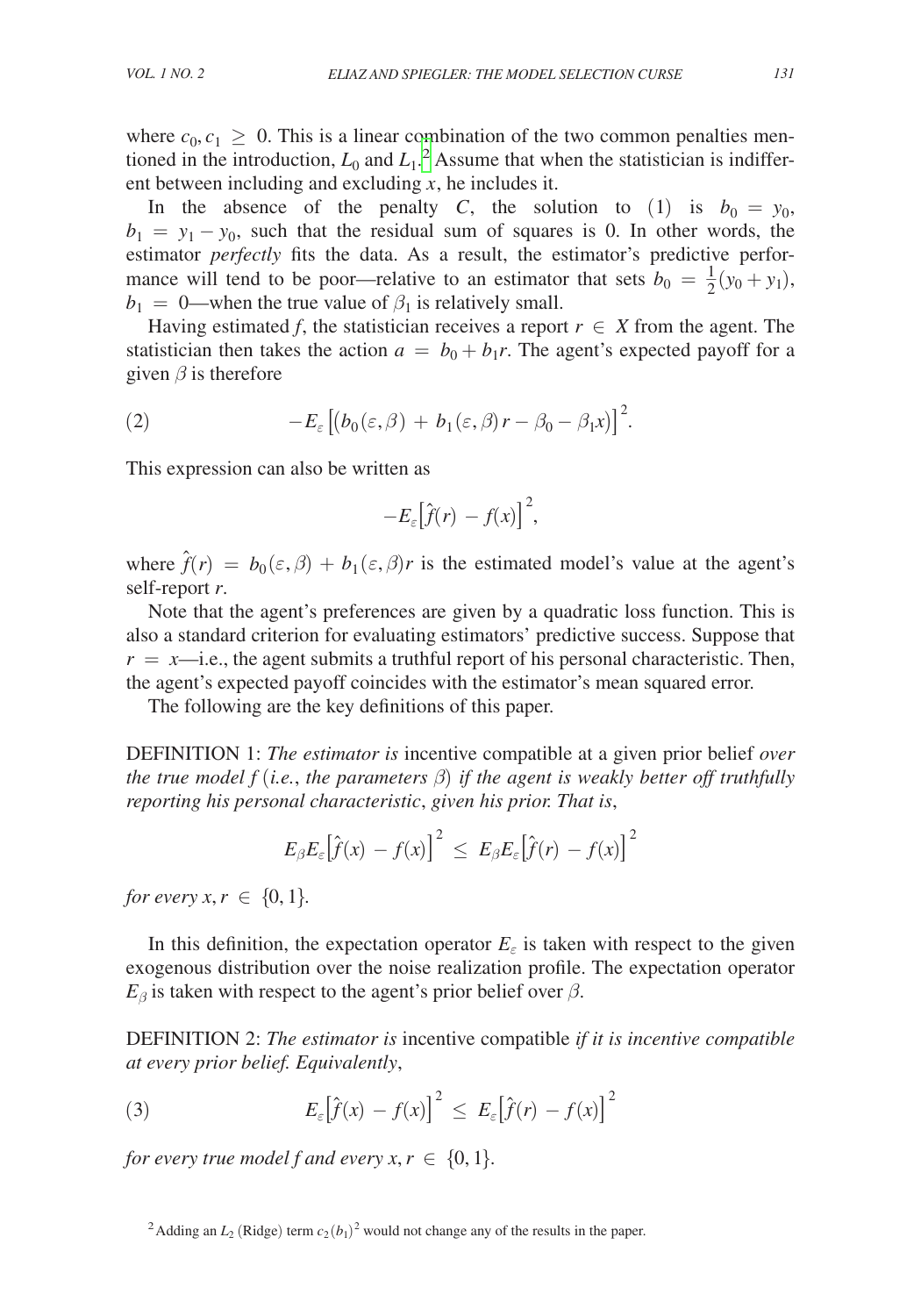where $c_0, c_1 \geq 0$. This is a linear combination of the two common penalties mentioned in the introduction, $L_0$ and $L_1$.[2] Assume that when the statistician is indifferent between including and excluding $x$, he includes it.

In the absence of the penalty $C$, the solution to (1) is $b_0 = y_0$, $b_1 = y_1 - y_0$, such that the residual sum of squares is 0. In other words, the estimator *perfectly* fits the data. As a result, the estimator's predictive performance will tend to be poor—relative to an estimator that sets $b_0 = \frac{1}{2}(y_0 + y_1)$, $b_1 = 0$—when the true value of $\beta_1$ is relatively small.

Having estimated $f$, the statistician receives a report $r \in X$ from the agent. The statistician then takes the action $a = b_0 + b_1 r$. The agent's expected payoff for a given $\beta$ is therefore

$$(2) \qquad -E_\varepsilon\left[\left(b_0(\varepsilon, \beta) + b_1(\varepsilon, \beta) r - \beta_0 - \beta_1 x\right)\right]^2.$$

This expression can also be written as

$$-E_\varepsilon\left[\hat{f}(r) - f(x)\right]^2,$$

where $\hat{f}(r) = b_0(\varepsilon, \beta) + b_1(\varepsilon, \beta) r$ is the estimated model's value at the agent's self-report $r$.

Note that the agent's preferences are given by a quadratic loss function. This is also a standard criterion for evaluating estimators' predictive success. Suppose that $r = x$—i.e., the agent submits a truthful report of his personal characteristic. Then, the agent's expected payoff coincides with the estimator's mean squared error.

The following are the key definitions of this paper.

DEFINITION 1: *The estimator is* incentive compatible at a given prior belief *over the true model* $f$ (*i.e.*, *the parameters* $\beta$) *if the agent is weakly better off truthfully reporting his personal characteristic*, *given his prior. That is*,

$$E_\beta E_\varepsilon\left[\hat{f}(x) - f(x)\right]^2 \leq E_\beta E_\varepsilon\left[\hat{f}(r) - f(x)\right]^2$$

*for every* $x, r \in \{0, 1\}$.

In this definition, the expectation operator $E_\varepsilon$ is taken with respect to the given exogenous distribution over the noise realization profile. The expectation operator $E_\beta$ is taken with respect to the agent's prior belief over $\beta$.

DEFINITION 2: *The estimator is* incentive compatible *if it is incentive compatible at every prior belief. Equivalently*,

$$(3) \qquad E_\varepsilon\left[\hat{f}(x) - f(x)\right]^2 \leq E_\varepsilon\left[\hat{f}(r) - f(x)\right]^2$$

*for every true model* $f$ *and every* $x, r \in \{0, 1\}$.

[2] Adding an $L_2$ (Ridge) term $c_2(b_1)^2$ would not change any of the results in the paper.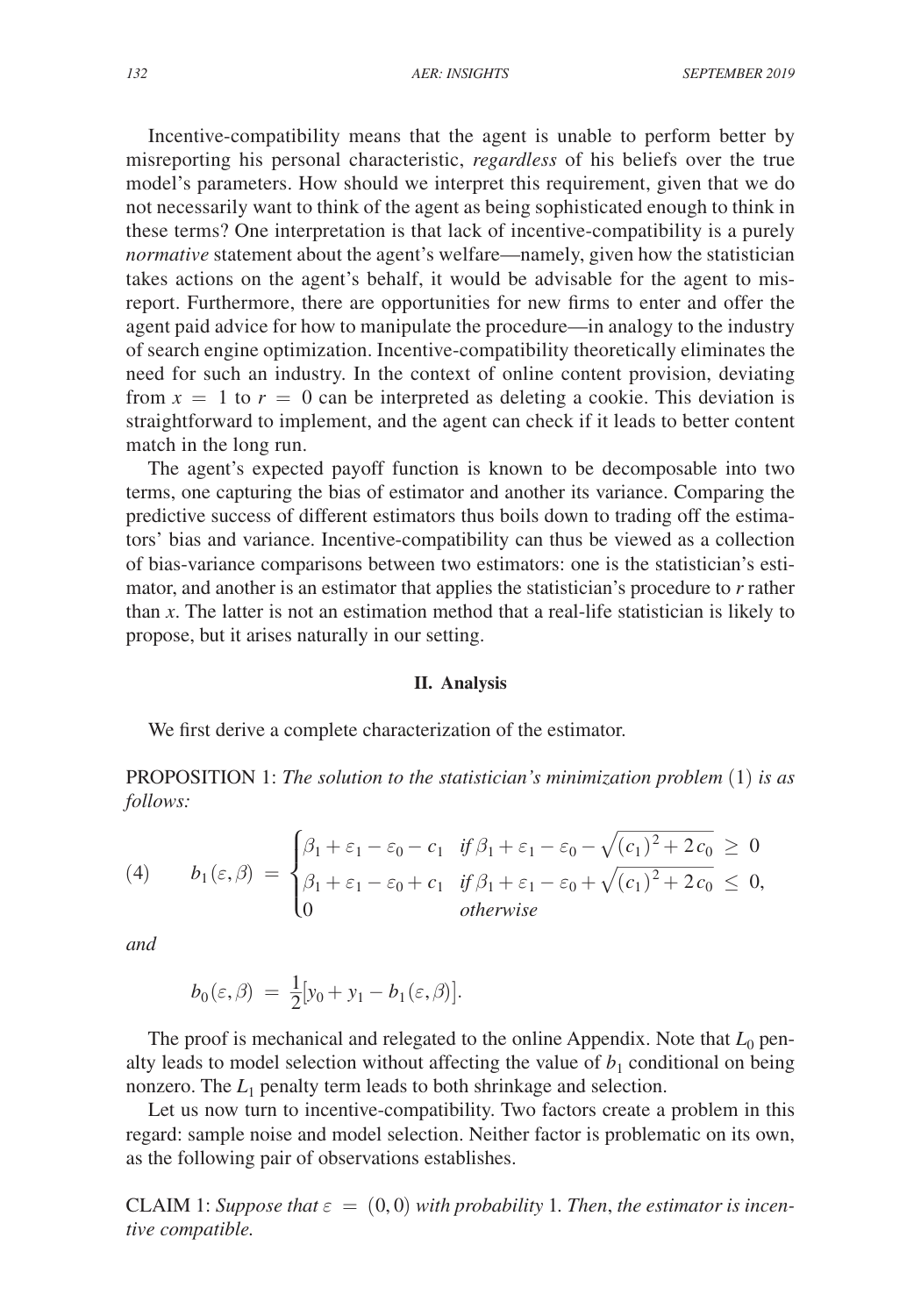Incentive-compatibility means that the agent is unable to perform better by misreporting his personal characteristic, *regardless* of his beliefs over the true model's parameters. How should we interpret this requirement, given that we do not necessarily want to think of the agent as being sophisticated enough to think in these terms? One interpretation is that lack of incentive-compatibility is a purely *normative* statement about the agent's welfare—namely, given how the statistician takes actions on the agent's behalf, it would be advisable for the agent to misreport. Furthermore, there are opportunities for new firms to enter and offer the agent paid advice for how to manipulate the procedure—in analogy to the industry of search engine optimization. Incentive-compatibility theoretically eliminates the need for such an industry. In the context of online content provision, deviating from $x = 1$ to $r = 0$ can be interpreted as deleting a cookie. This deviation is straightforward to implement, and the agent can check if it leads to better content match in the long run.

The agent's expected payoff function is known to be decomposable into two terms, one capturing the bias of estimator and another its variance. Comparing the predictive success of different estimators thus boils down to trading off the estimators' bias and variance. Incentive-compatibility can thus be viewed as a collection of bias-variance comparisons between two estimators: one is the statistician's estimator, and another is an estimator that applies the statistician's procedure to $r$ rather than $x$. The latter is not an estimation method that a real-life statistician is likely to propose, but it arises naturally in our setting.

## II. Analysis

We first derive a complete characterization of the estimator.

PROPOSITION 1: *The solution to the statistician's minimization problem* (1) *is as follows:*

$$
(4) \qquad b_1(\varepsilon, \beta) = \begin{cases} \beta_1 + \varepsilon_1 - \varepsilon_0 - c_1 & \text{if } \beta_1 + \varepsilon_1 - \varepsilon_0 - \sqrt{(c_1)^2 + 2c_0} \geq 0 \\ \beta_1 + \varepsilon_1 - \varepsilon_0 + c_1 & \text{if } \beta_1 + \varepsilon_1 - \varepsilon_0 + \sqrt{(c_1)^2 + 2c_0} \leq 0, \\ 0 & \text{otherwise} \end{cases}
$$

*and*

$$
b_0(\varepsilon, \beta) = \frac{1}{2}[y_0 + y_1 - b_1(\varepsilon, \beta)].
$$

The proof is mechanical and relegated to the online Appendix. Note that $L_0$ penalty leads to model selection without affecting the value of $b_1$ conditional on being nonzero. The $L_1$ penalty term leads to both shrinkage and selection.

Let us now turn to incentive-compatibility. Two factors create a problem in this regard: sample noise and model selection. Neither factor is problematic on its own, as the following pair of observations establishes.

CLAIM 1: *Suppose that $\varepsilon = (0, 0)$ with probability* 1. *Then, the estimator is incentive compatible.*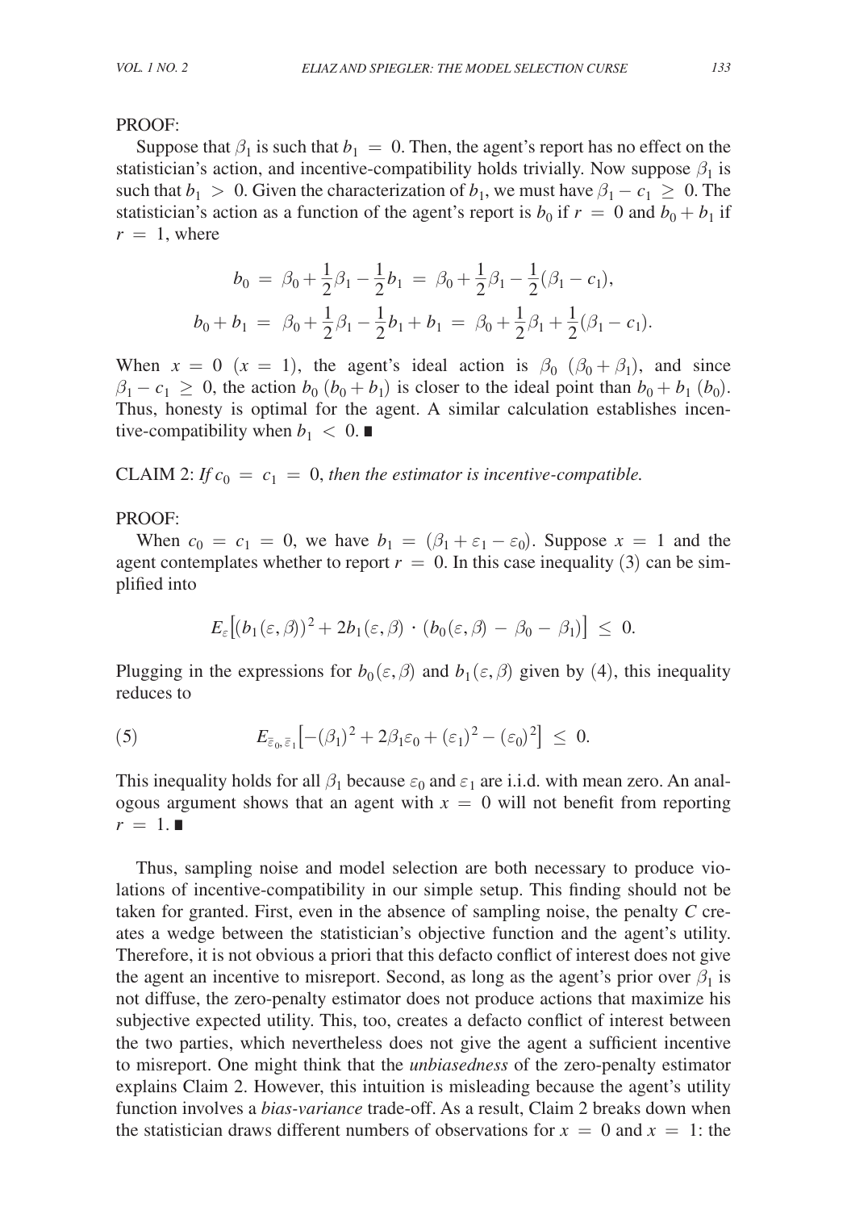PROOF:

Suppose that $\beta_1$ is such that $b_1 = 0$. Then, the agent's report has no effect on the statistician's action, and incentive-compatibility holds trivially. Now suppose $\beta_1$ is such that $b_1 > 0$. Given the characterization of $b_1$, we must have $\beta_1 - c_1 \geq 0$. The statistician's action as a function of the agent's report is $b_0$ if $r = 0$ and $b_0 + b_1$ if $r = 1$, where

$$b_0 = \beta_0 + \frac{1}{2}\beta_1 - \frac{1}{2}b_1 = \beta_0 + \frac{1}{2}\beta_1 - \frac{1}{2}(\beta_1 - c_1),$$

$$b_0 + b_1 = \beta_0 + \frac{1}{2}\beta_1 - \frac{1}{2}b_1 + b_1 = \beta_0 + \frac{1}{2}\beta_1 + \frac{1}{2}(\beta_1 - c_1).$$

When $x = 0$ ($x = 1$), the agent's ideal action is $\beta_0$ ($\beta_0 + \beta_1$), and since $\beta_1 - c_1 \geq 0$, the action $b_0$ ($b_0 + b_1$) is closer to the ideal point than $b_0 + b_1$ ($b_0$). Thus, honesty is optimal for the agent. A similar calculation establishes incentive-compatibility when $b_1 < 0$. ∎

CLAIM 2: *If $c_0 = c_1 = 0$, then the estimator is incentive-compatible.*

PROOF:

When $c_0 = c_1 = 0$, we have $b_1 = (\beta_1 + \varepsilon_1 - \varepsilon_0)$. Suppose $x = 1$ and the agent contemplates whether to report $r = 0$. In this case inequality (3) can be simplified into

$$E_\varepsilon\big[(b_1(\varepsilon,\beta))^2 + 2b_1(\varepsilon,\beta) \cdot (b_0(\varepsilon,\beta) - \beta_0 - \beta_1)\big] \leq 0.$$

Plugging in the expressions for $b_0(\varepsilon,\beta)$ and $b_1(\varepsilon,\beta)$ given by (4), this inequality reduces to

$$(5) \qquad E_{\bar{\varepsilon}_0,\bar{\varepsilon}_1}\big[-(\beta_1)^2 + 2\beta_1\varepsilon_0 + (\varepsilon_1)^2 - (\varepsilon_0)^2\big] \leq 0.$$

This inequality holds for all $\beta_1$ because $\varepsilon_0$ and $\varepsilon_1$ are i.i.d. with mean zero. An analogous argument shows that an agent with $x = 0$ will not benefit from reporting $r = 1$. ∎

Thus, sampling noise and model selection are both necessary to produce violations of incentive-compatibility in our simple setup. This finding should not be taken for granted. First, even in the absence of sampling noise, the penalty $C$ creates a wedge between the statistician's objective function and the agent's utility. Therefore, it is not obvious a priori that this defacto conflict of interest does not give the agent an incentive to misreport. Second, as long as the agent's prior over $\beta_1$ is not diffuse, the zero-penalty estimator does not produce actions that maximize his subjective expected utility. This, too, creates a defacto conflict of interest between the two parties, which nevertheless does not give the agent a sufficient incentive to misreport. One might think that the *unbiasedness* of the zero-penalty estimator explains Claim 2. However, this intuition is misleading because the agent's utility function involves a *bias-variance* trade-off. As a result, Claim 2 breaks down when the statistician draws different numbers of observations for $x = 0$ and $x = 1$: the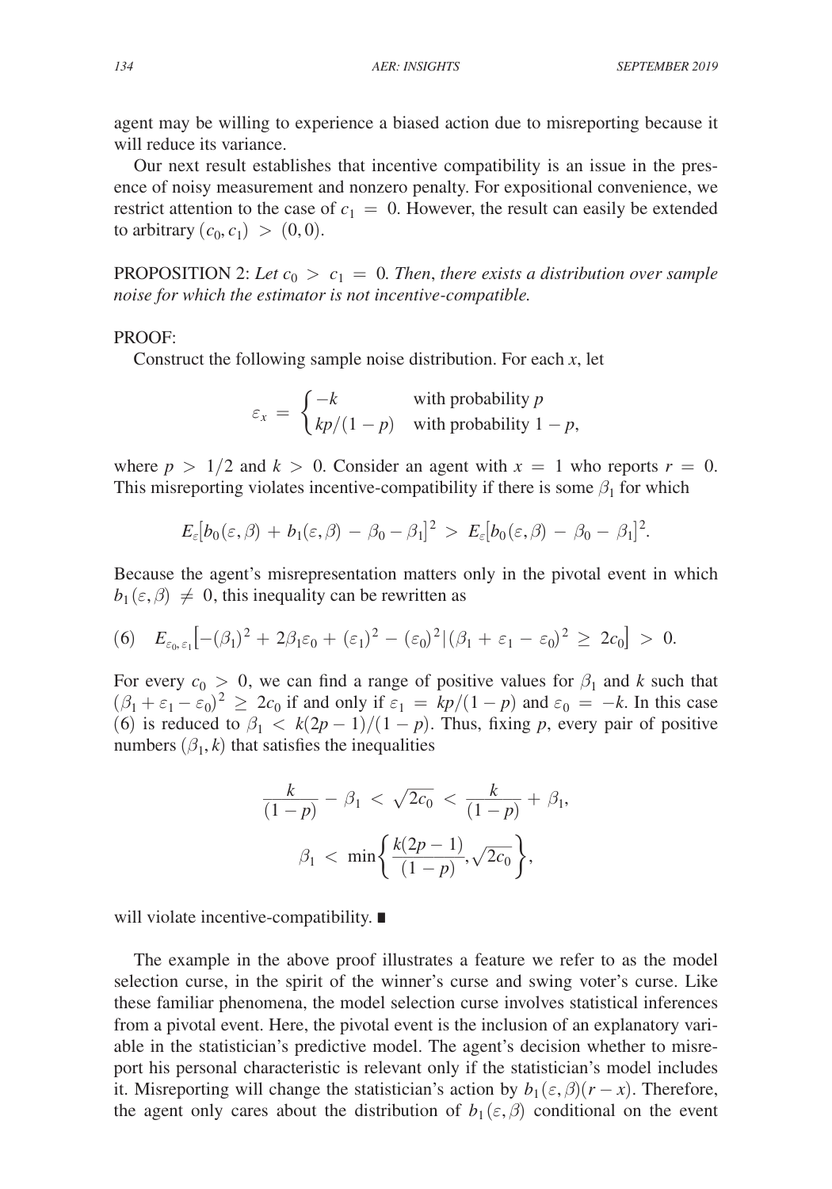agent may be willing to experience a biased action due to misreporting because it will reduce its variance.

Our next result establishes that incentive compatibility is an issue in the presence of noisy measurement and nonzero penalty. For expositional convenience, we restrict attention to the case of $c_1 = 0$. However, the result can easily be extended to arbitrary $(c_0, c_1) > (0, 0)$.

PROPOSITION 2: *Let $c_0 > c_1 = 0$. Then, there exists a distribution over sample noise for which the estimator is not incentive-compatible.*

PROOF:

Construct the following sample noise distribution. For each $x$, let

$$\varepsilon_x = \begin{cases} -k & \text{with probability } p \\ kp/(1-p) & \text{with probability } 1-p, \end{cases}$$

where $p > 1/2$ and $k > 0$. Consider an agent with $x = 1$ who reports $r = 0$. This misreporting violates incentive-compatibility if there is some $\beta_1$ for which

$$E_\varepsilon[b_0(\varepsilon,\beta) + b_1(\varepsilon,\beta) - \beta_0 - \beta_1]^2 > E_\varepsilon[b_0(\varepsilon,\beta) - \beta_0 - \beta_1]^2.$$

Because the agent's misrepresentation matters only in the pivotal event in which $b_1(\varepsilon,\beta) \neq 0$, this inequality can be rewritten as

$$(6) \quad E_{\varepsilon_0,\varepsilon_1}\left[-(\beta_1)^2 + 2\beta_1\varepsilon_0 + (\varepsilon_1)^2 - (\varepsilon_0)^2 \mid (\beta_1 + \varepsilon_1 - \varepsilon_0)^2 \geq 2c_0\right] > 0.$$

For every $c_0 > 0$, we can find a range of positive values for $\beta_1$ and $k$ such that $(\beta_1 + \varepsilon_1 - \varepsilon_0)^2 \geq 2c_0$ if and only if $\varepsilon_1 = kp/(1-p)$ and $\varepsilon_0 = -k$. In this case (6) is reduced to $\beta_1 < k(2p-1)/(1-p)$. Thus, fixing $p$, every pair of positive numbers $(\beta_1, k)$ that satisfies the inequalities

$$\frac{k}{(1-p)} - \beta_1 < \sqrt{2c_0} < \frac{k}{(1-p)} + \beta_1,$$

$$\beta_1 < \min\left\{\frac{k(2p-1)}{(1-p)}, \sqrt{2c_0}\right\},$$

will violate incentive-compatibility. ∎

The example in the above proof illustrates a feature we refer to as the model selection curse, in the spirit of the winner's curse and swing voter's curse. Like these familiar phenomena, the model selection curse involves statistical inferences from a pivotal event. Here, the pivotal event is the inclusion of an explanatory variable in the statistician's predictive model. The agent's decision whether to misreport his personal characteristic is relevant only if the statistician's model includes it. Misreporting will change the statistician's action by $b_1(\varepsilon,\beta)(r-x)$. Therefore, the agent only cares about the distribution of $b_1(\varepsilon,\beta)$ conditional on the event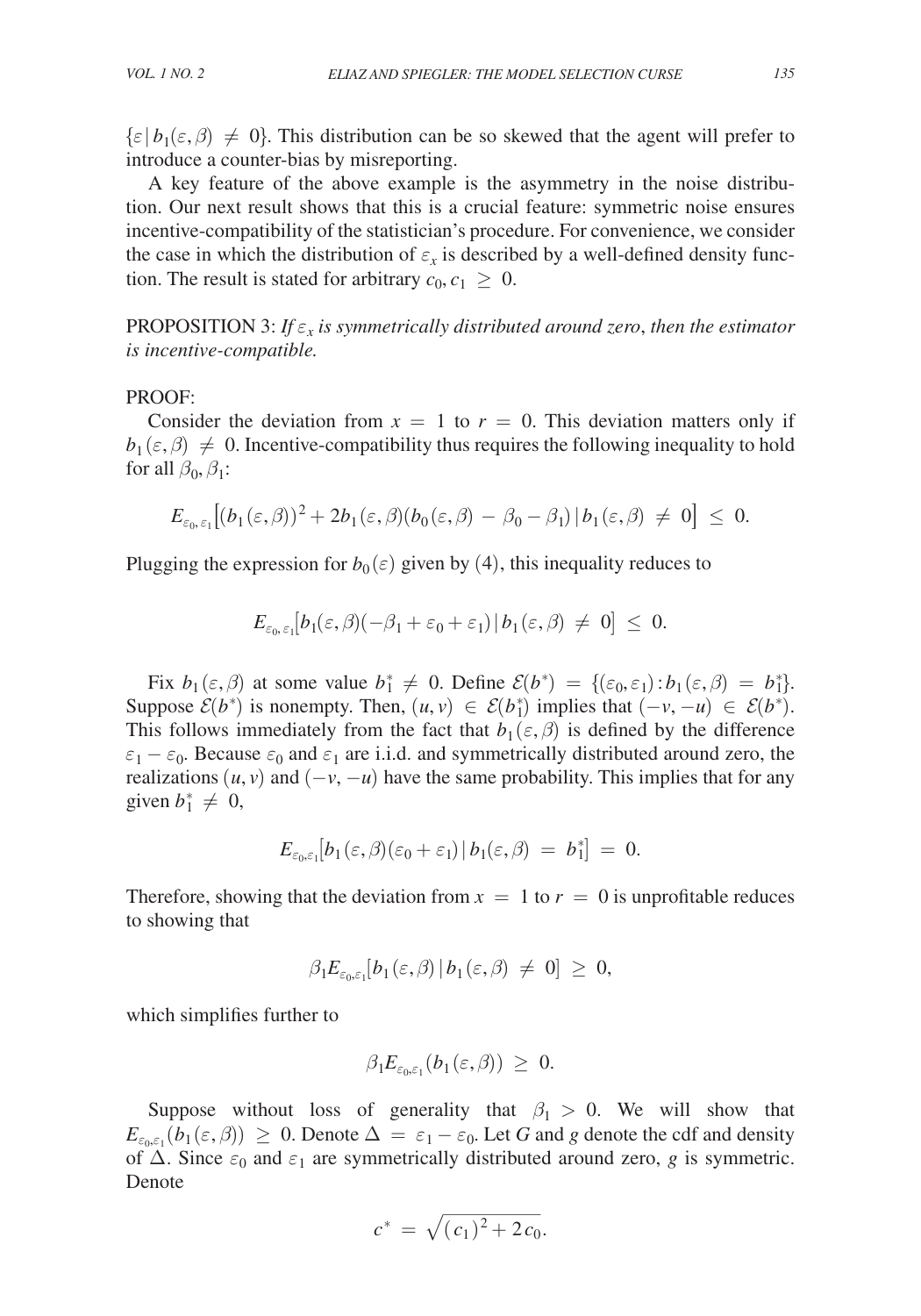$\{\varepsilon \mid b_1(\varepsilon, \beta) \neq 0\}$. This distribution can be so skewed that the agent will prefer to introduce a counter-bias by misreporting.

A key feature of the above example is the asymmetry in the noise distribution. Our next result shows that this is a crucial feature: symmetric noise ensures incentive-compatibility of the statistician's procedure. For convenience, we consider the case in which the distribution of $\varepsilon_x$ is described by a well-defined density function. The result is stated for arbitrary $c_0, c_1 \geq 0$.

PROPOSITION 3: *If $\varepsilon_x$ is symmetrically distributed around zero, then the estimator is incentive-compatible.*

PROOF:

Consider the deviation from $x = 1$ to $r = 0$. This deviation matters only if $b_1(\varepsilon, \beta) \neq 0$. Incentive-compatibility thus requires the following inequality to hold for all $\beta_0, \beta_1$:

$$E_{\varepsilon_0, \varepsilon_1}\big[(b_1(\varepsilon, \beta))^2 + 2b_1(\varepsilon, \beta)(b_0(\varepsilon, \beta) - \beta_0 - \beta_1) \mid b_1(\varepsilon, \beta) \neq 0\big] \leq 0.$$

Plugging the expression for $b_0(\varepsilon)$ given by (4), this inequality reduces to

$$E_{\varepsilon_0, \varepsilon_1}\big[b_1(\varepsilon, \beta)(-\beta_1 + \varepsilon_0 + \varepsilon_1) \mid b_1(\varepsilon, \beta) \neq 0\big] \leq 0.$$

Fix $b_1(\varepsilon, \beta)$ at some value $b_1^* \neq 0$. Define $\mathcal{E}(b^*) = \{(\varepsilon_0, \varepsilon_1) : b_1(\varepsilon, \beta) = b_1^*\}$. Suppose $\mathcal{E}(b^*)$ is nonempty. Then, $(u, v) \in \mathcal{E}(b_1^*)$ implies that $(-v, -u) \in \mathcal{E}(b^*)$. This follows immediately from the fact that $b_1(\varepsilon, \beta)$ is defined by the difference $\varepsilon_1 - \varepsilon_0$. Because $\varepsilon_0$ and $\varepsilon_1$ are i.i.d. and symmetrically distributed around zero, the realizations $(u, v)$ and $(-v, -u)$ have the same probability. This implies that for any given $b_1^* \neq 0$,

$$E_{\varepsilon_0, \varepsilon_1}\big[b_1(\varepsilon, \beta)(\varepsilon_0 + \varepsilon_1) \mid b_1(\varepsilon, \beta) = b_1^*\big] = 0.$$

Therefore, showing that the deviation from $x = 1$ to $r = 0$ is unprofitable reduces to showing that

$$\beta_1 E_{\varepsilon_0, \varepsilon_1}\big[b_1(\varepsilon, \beta) \mid b_1(\varepsilon, \beta) \neq 0\big] \geq 0,$$

which simplifies further to

$$\beta_1 E_{\varepsilon_0, \varepsilon_1}(b_1(\varepsilon, \beta)) \geq 0.$$

Suppose without loss of generality that $\beta_1 > 0$. We will show that $E_{\varepsilon_0, \varepsilon_1}(b_1(\varepsilon, \beta)) \geq 0$. Denote $\Delta = \varepsilon_1 - \varepsilon_0$. Let $G$ and $g$ denote the cdf and density of $\Delta$. Since $\varepsilon_0$ and $\varepsilon_1$ are symmetrically distributed around zero, $g$ is symmetric. Denote

$$c^* = \sqrt{(c_1)^2 + 2c_0}.$$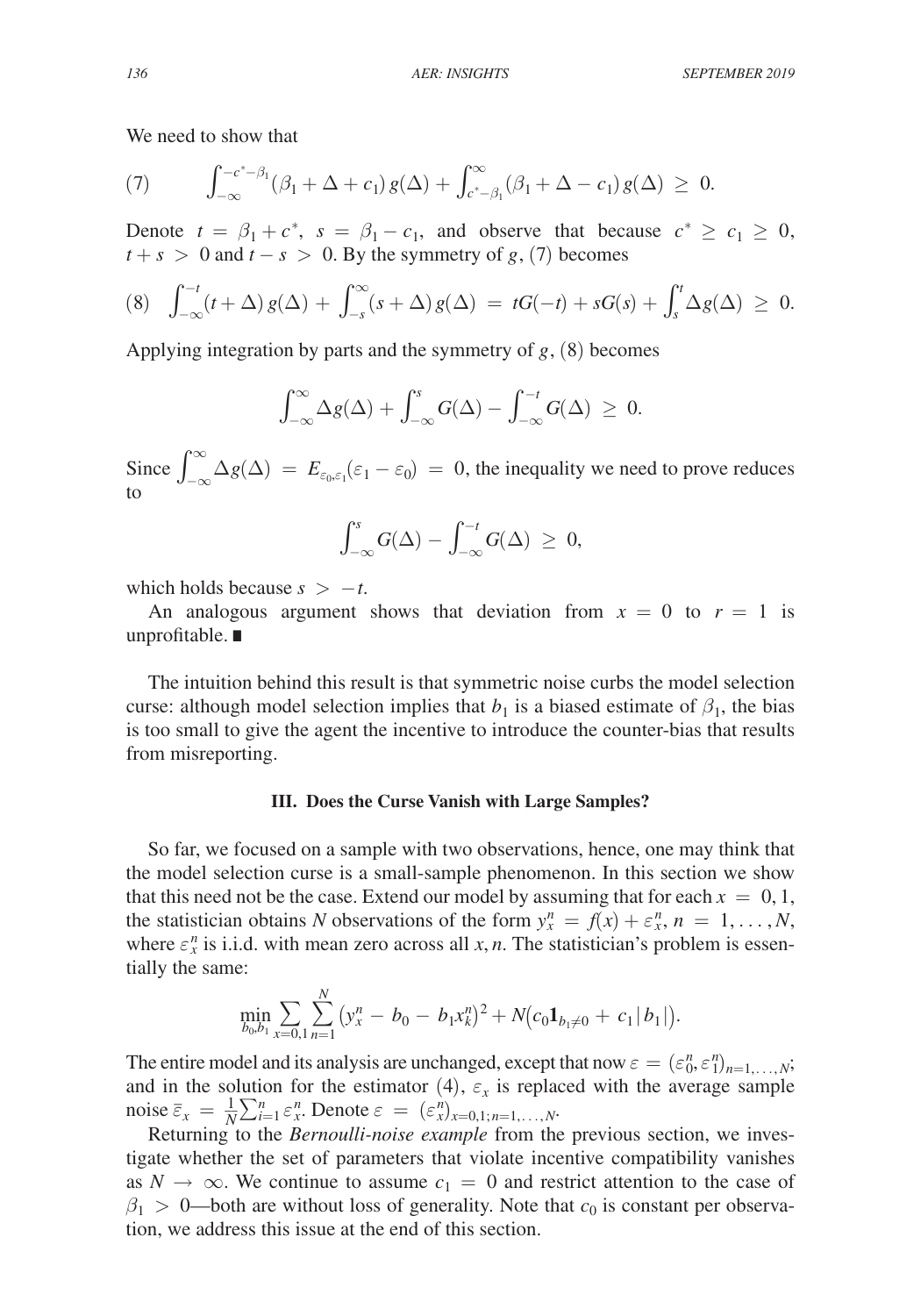We need to show that

$$\text{(7)} \qquad \int_{-\infty}^{-c^*-\beta_1} (\beta_1 + \Delta + c_1)\, g(\Delta) + \int_{c^*-\beta_1}^{\infty} (\beta_1 + \Delta - c_1)\, g(\Delta) \;\geq\; 0.$$

Denote $t = \beta_1 + c^*$, $s = \beta_1 - c_1$, and observe that because $c^* \geq c_1 \geq 0$, $t + s > 0$ and $t - s > 0$. By the symmetry of $g$, (7) becomes

$$\text{(8)} \quad \int_{-\infty}^{-t} (t + \Delta)\, g(\Delta) + \int_{-s}^{\infty} (s + \Delta)\, g(\Delta) \;=\; tG(-t) + sG(s) + \int_{s}^{t} \Delta g(\Delta) \;\geq\; 0.$$

Applying integration by parts and the symmetry of $g$, (8) becomes

$$\int_{-\infty}^{\infty} \Delta g(\Delta) + \int_{-\infty}^{s} G(\Delta) - \int_{-\infty}^{-t} G(\Delta) \;\geq\; 0.$$

Since $\int_{-\infty}^{\infty} \Delta g(\Delta) \;=\; E_{\varepsilon_0, \varepsilon_1}(\varepsilon_1 - \varepsilon_0) \;=\; 0$, the inequality we need to prove reduces to

$$\int_{-\infty}^{s} G(\Delta) - \int_{-\infty}^{-t} G(\Delta) \;\geq\; 0,$$

which holds because $s > -t$.

An analogous argument shows that deviation from $x = 0$ to $r = 1$ is unprofitable. ∎

The intuition behind this result is that symmetric noise curbs the model selection curse: although model selection implies that $b_1$ is a biased estimate of $\beta_1$, the bias is too small to give the agent the incentive to introduce the counter-bias that results from misreporting.

### III. Does the Curse Vanish with Large Samples?

So far, we focused on a sample with two observations, hence, one may think that the model selection curse is a small-sample phenomenon. In this section we show that this need not be the case. Extend our model by assuming that for each $x = 0, 1$, the statistician obtains $N$ observations of the form $y_x^n = f(x) + \varepsilon_x^n$, $n = 1, \ldots, N$, where $\varepsilon_x^n$ is i.i.d. with mean zero across all $x, n$. The statistician's problem is essentially the same:

$$\min_{b_0, b_1} \sum_{x=0,1} \sum_{n=1}^{N} \left(y_x^n - b_0 - b_1 x_k^n\right)^2 + N\left(c_0 \mathbf{1}_{b_1 \neq 0} + c_1 |b_1|\right).$$

The entire model and its analysis are unchanged, except that now $\varepsilon = (\varepsilon_0^n, \varepsilon_1^n)_{n=1,\ldots,N}$; and in the solution for the estimator (4), $\varepsilon_x$ is replaced with the average sample noise $\bar{\varepsilon}_x = \frac{1}{N}\sum_{i=1}^{n} \varepsilon_x^n$. Denote $\varepsilon = (\varepsilon_x^n)_{x=0,1; n=1,\ldots,N}$.

Returning to the *Bernoulli-noise example* from the previous section, we investigate whether the set of parameters that violate incentive compatibility vanishes as $N \to \infty$. We continue to assume $c_1 = 0$ and restrict attention to the case of $\beta_1 > 0$—both are without loss of generality. Note that $c_0$ is constant per observation, we address this issue at the end of this section.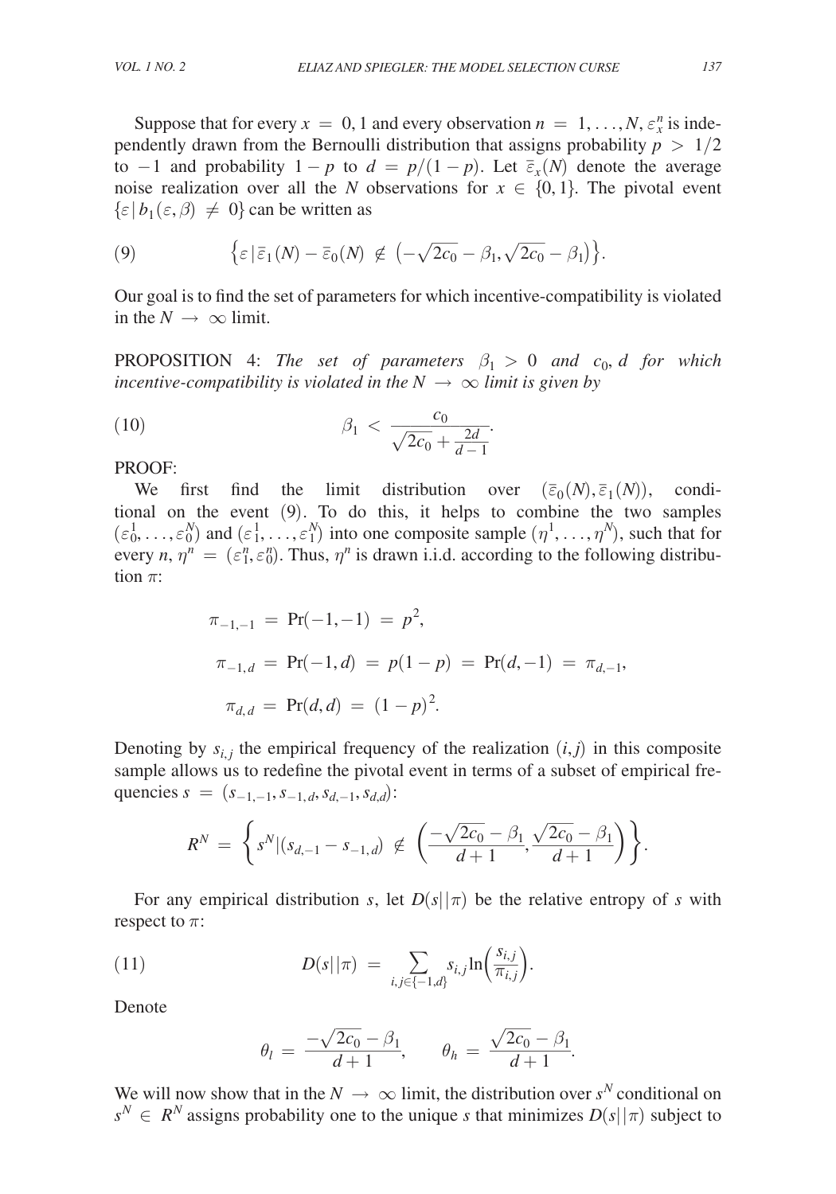Suppose that for every $x = 0, 1$ and every observation $n = 1, \ldots, N$, $\varepsilon_x^n$ is independently drawn from the Bernoulli distribution that assigns probability $p > 1/2$ to $-1$ and probability $1 - p$ to $d = p/(1-p)$. Let $\bar{\varepsilon}_x(N)$ denote the average noise realization over all the $N$ observations for $x \in \{0, 1\}$. The pivotal event $\{\varepsilon \,|\, b_1(\varepsilon, \beta) \neq 0\}$ can be written as

$$
(9) \qquad \left\{ \varepsilon \,|\, \bar{\varepsilon}_1(N) - \bar{\varepsilon}_0(N) \notin \left(-\sqrt{2c_0} - \beta_1, \sqrt{2c_0} - \beta_1\right) \right\}.
$$

Our goal is to find the set of parameters for which incentive-compatibility is violated in the $N \to \infty$ limit.

PROPOSITION 4: *The set of parameters* $\beta_1 > 0$ *and* $c_0, d$ *for which incentive-compatibility is violated in the* $N \to \infty$ *limit is given by*

$$
(10) \qquad \beta_1 < \frac{c_0}{\sqrt{2c_0} + \frac{2d}{d-1}}.
$$

PROOF:

We first find the limit distribution over $(\bar{\varepsilon}_0(N), \bar{\varepsilon}_1(N))$, conditional on the event (9). To do this, it helps to combine the two samples $(\varepsilon_0^1, \ldots, \varepsilon_0^N)$ and $(\varepsilon_1^1, \ldots, \varepsilon_1^N)$ into one composite sample $(\eta^1, \ldots, \eta^N)$, such that for every $n$, $\eta^n = (\varepsilon_1^n, \varepsilon_0^n)$. Thus, $\eta^n$ is drawn i.i.d. according to the following distribution $\pi$:

$$
\pi_{-1,-1} = \Pr(-1,-1) = p^2,
$$

$$
\pi_{-1,d} = \Pr(-1,d) = p(1-p) = \Pr(d,-1) = \pi_{d,-1},
$$

$$
\pi_{d,d} = \Pr(d,d) = (1-p)^2.
$$

Denoting by $s_{i,j}$ the empirical frequency of the realization $(i, j)$ in this composite sample allows us to redefine the pivotal event in terms of a subset of empirical frequencies $s = (s_{-1,-1}, s_{-1,d}, s_{d,-1}, s_{d,d})$:

$$
R^N = \left\{ s^N | (s_{d,-1} - s_{-1,d}) \notin \left( \frac{-\sqrt{2c_0} - \beta_1}{d+1}, \frac{\sqrt{2c_0} - \beta_1}{d+1} \right) \right\}.
$$

For any empirical distribution $s$, let $D(s||\pi)$ be the relative entropy of $s$ with respect to $\pi$:

$$
(11) \qquad D(s||\pi) = \sum_{i,j \in \{-1,d\}} s_{i,j} \ln\left(\frac{s_{i,j}}{\pi_{i,j}}\right).
$$

Denote

$$
\theta_l = \frac{-\sqrt{2c_0} - \beta_1}{d+1}, \qquad \theta_h = \frac{\sqrt{2c_0} - \beta_1}{d+1}.
$$

We will now show that in the $N \to \infty$ limit, the distribution over $s^N$ conditional on $s^N \in R^N$ assigns probability one to the unique $s$ that minimizes $D(s||\pi)$ subject to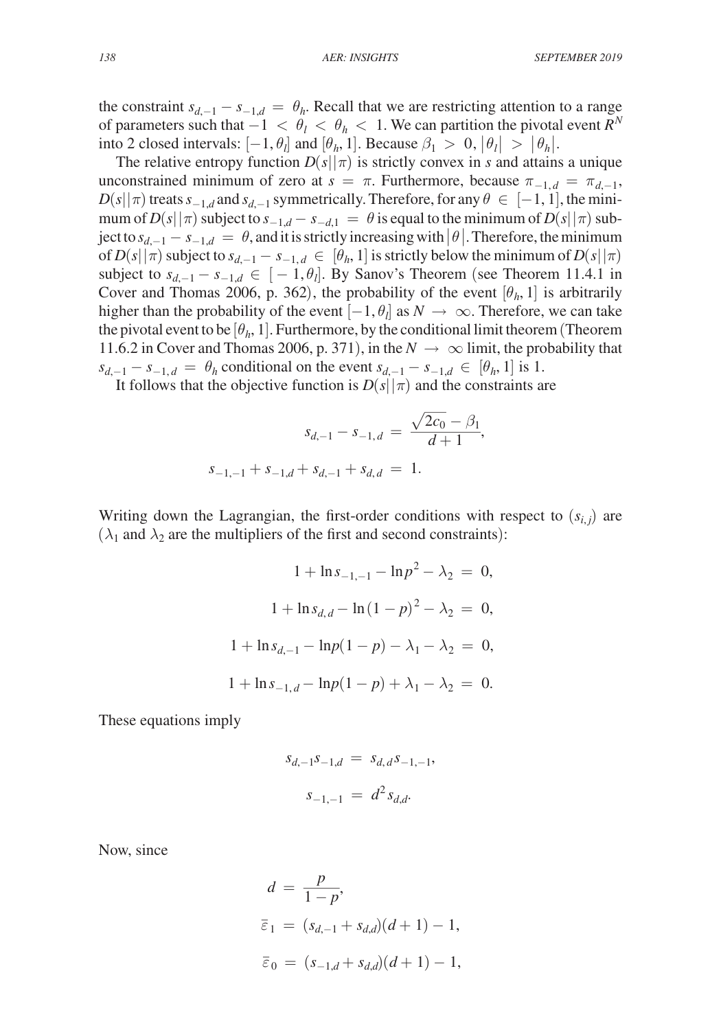the constraint $s_{d,-1} - s_{-1,d} = \theta_h$. Recall that we are restricting attention to a range of parameters such that $-1 < \theta_l < \theta_h < 1$. We can partition the pivotal event $R^N$ into 2 closed intervals: $[-1, \theta_l]$ and $[\theta_h, 1]$. Because $\beta_1 > 0$, $|\theta_l| > |\theta_h|$.

The relative entropy function $D(s||\pi)$ is strictly convex in $s$ and attains a unique unconstrained minimum of zero at $s = \pi$. Furthermore, because $\pi_{-1,d} = \pi_{d,-1}$, $D(s||\pi)$ treats $s_{-1,d}$ and $s_{d,-1}$ symmetrically. Therefore, for any $\theta \in [-1, 1]$, the minimum of $D(s||\pi)$ subject to $s_{-1,d} - s_{-d,1} = \theta$ is equal to the minimum of $D(s||\pi)$ subject to $s_{d,-1} - s_{-1,d} = \theta$, and it is strictly increasing with $|\theta|$. Therefore, the minimum of $D(s||\pi)$ subject to $s_{d,-1} - s_{-1,d} \in [\theta_h, 1]$ is strictly below the minimum of $D(s||\pi)$ subject to $s_{d,-1} - s_{-1,d} \in [-1, \theta_l]$. By Sanov's Theorem (see Theorem 11.4.1 in Cover and Thomas 2006, p. 362), the probability of the event $[\theta_h, 1]$ is arbitrarily higher than the probability of the event $[-1, \theta_l]$ as $N \to \infty$. Therefore, we can take the pivotal event to be $[\theta_h, 1]$. Furthermore, by the conditional limit theorem (Theorem 11.6.2 in Cover and Thomas 2006, p. 371), in the $N \to \infty$ limit, the probability that $s_{d,-1} - s_{-1,d} = \theta_h$ conditional on the event $s_{d,-1} - s_{-1,d} \in [\theta_h, 1]$ is 1.

It follows that the objective function is $D(s||\pi)$ and the constraints are

$$s_{d,-1} - s_{-1,d} = \frac{\sqrt{2c_0} - \beta_1}{d+1},$$

$$s_{-1,-1} + s_{-1,d} + s_{d,-1} + s_{d,d} = 1.$$

Writing down the Lagrangian, the first-order conditions with respect to $(s_{i,j})$ are ($\lambda_1$ and $\lambda_2$ are the multipliers of the first and second constraints):

$$1 + \ln s_{-1,-1} - \ln p^2 - \lambda_2 = 0,$$

$$1 + \ln s_{d,d} - \ln(1-p)^2 - \lambda_2 = 0,$$

$$1 + \ln s_{d,-1} - \ln p(1-p) - \lambda_1 - \lambda_2 = 0,$$

$$1 + \ln s_{-1,d} - \ln p(1-p) + \lambda_1 - \lambda_2 = 0.$$

These equations imply

$$s_{d,-1} s_{-1,d} = s_{d,d} s_{-1,-1},$$

$$s_{-1,-1} = d^2 s_{d,d}.$$

Now, since

$$d = \frac{p}{1-p},$$

$$\bar{\varepsilon}_1 = (s_{d,-1} + s_{d,d})(d+1) - 1,$$

$$\bar{\varepsilon}_0 = (s_{-1,d} + s_{d,d})(d+1) - 1,$$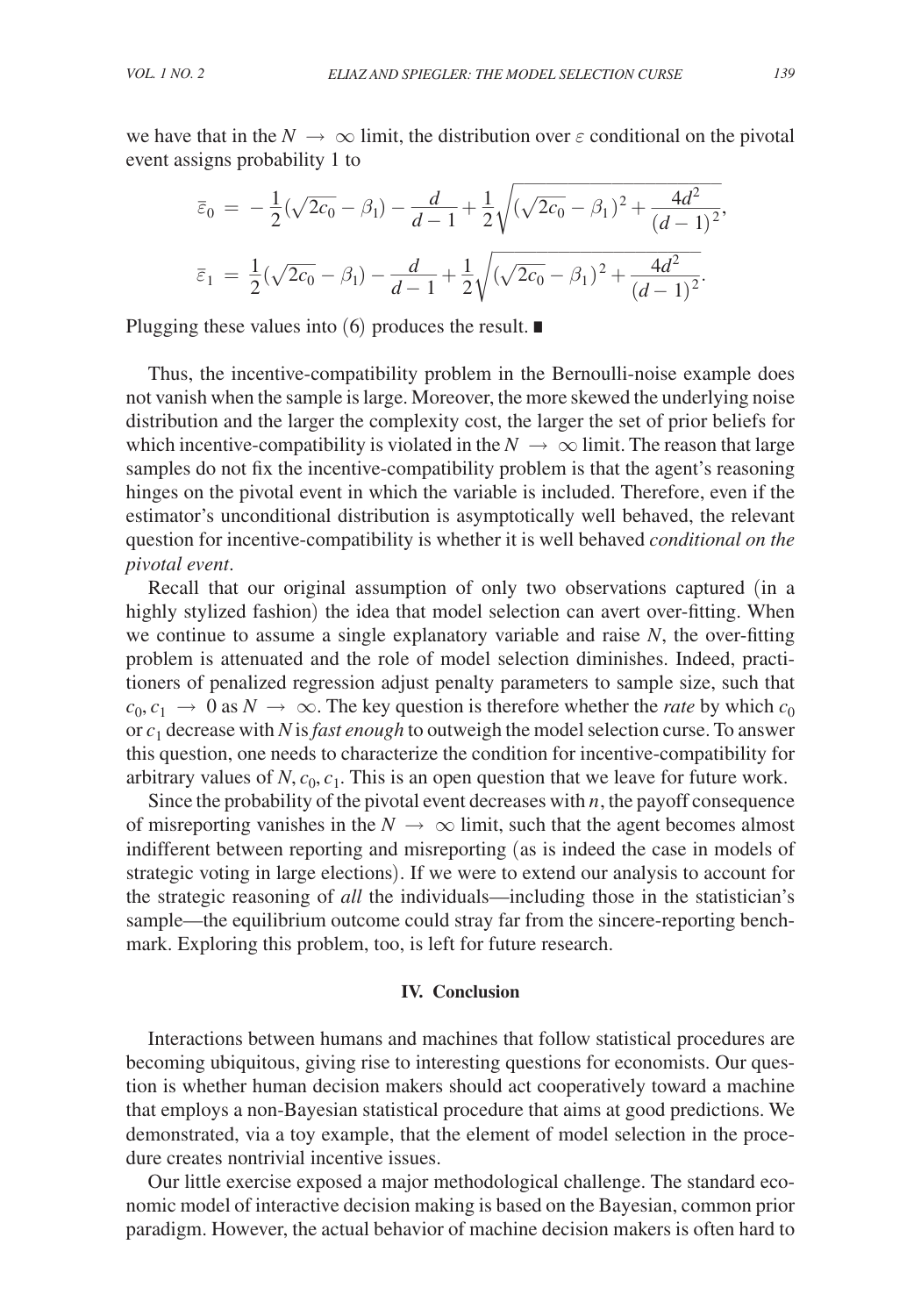we have that in the $N \to \infty$ limit, the distribution over $\varepsilon$ conditional on the pivotal event assigns probability 1 to

$$\bar{\varepsilon}_0 = -\frac{1}{2}(\sqrt{2c_0} - \beta_1) - \frac{d}{d-1} + \frac{1}{2}\sqrt{(\sqrt{2c_0} - \beta_1)^2 + \frac{4d^2}{(d-1)^2}},$$

$$\bar{\varepsilon}_1 = \frac{1}{2}(\sqrt{2c_0} - \beta_1) - \frac{d}{d-1} + \frac{1}{2}\sqrt{(\sqrt{2c_0} - \beta_1)^2 + \frac{4d^2}{(d-1)^2}}.$$

Plugging these values into (6) produces the result. ■

Thus, the incentive-compatibility problem in the Bernoulli-noise example does not vanish when the sample is large. Moreover, the more skewed the underlying noise distribution and the larger the complexity cost, the larger the set of prior beliefs for which incentive-compatibility is violated in the $N \to \infty$ limit. The reason that large samples do not fix the incentive-compatibility problem is that the agent's reasoning hinges on the pivotal event in which the variable is included. Therefore, even if the estimator's unconditional distribution is asymptotically well behaved, the relevant question for incentive-compatibility is whether it is well behaved *conditional on the pivotal event*.

Recall that our original assumption of only two observations captured (in a highly stylized fashion) the idea that model selection can avert over-fitting. When we continue to assume a single explanatory variable and raise $N$, the over-fitting problem is attenuated and the role of model selection diminishes. Indeed, practitioners of penalized regression adjust penalty parameters to sample size, such that $c_0, c_1 \to 0$ as $N \to \infty$. The key question is therefore whether the *rate* by which $c_0$ or $c_1$ decrease with $N$ is *fast enough* to outweigh the model selection curse. To answer this question, one needs to characterize the condition for incentive-compatibility for arbitrary values of $N, c_0, c_1$. This is an open question that we leave for future work.

Since the probability of the pivotal event decreases with $n$, the payoff consequence of misreporting vanishes in the $N \to \infty$ limit, such that the agent becomes almost indifferent between reporting and misreporting (as is indeed the case in models of strategic voting in large elections). If we were to extend our analysis to account for the strategic reasoning of *all* the individuals—including those in the statistician's sample—the equilibrium outcome could stray far from the sincere-reporting benchmark. Exploring this problem, too, is left for future research.

## IV. Conclusion

Interactions between humans and machines that follow statistical procedures are becoming ubiquitous, giving rise to interesting questions for economists. Our question is whether human decision makers should act cooperatively toward a machine that employs a non-Bayesian statistical procedure that aims at good predictions. We demonstrated, via a toy example, that the element of model selection in the procedure creates nontrivial incentive issues.

Our little exercise exposed a major methodological challenge. The standard economic model of interactive decision making is based on the Bayesian, common prior paradigm. However, the actual behavior of machine decision makers is often hard to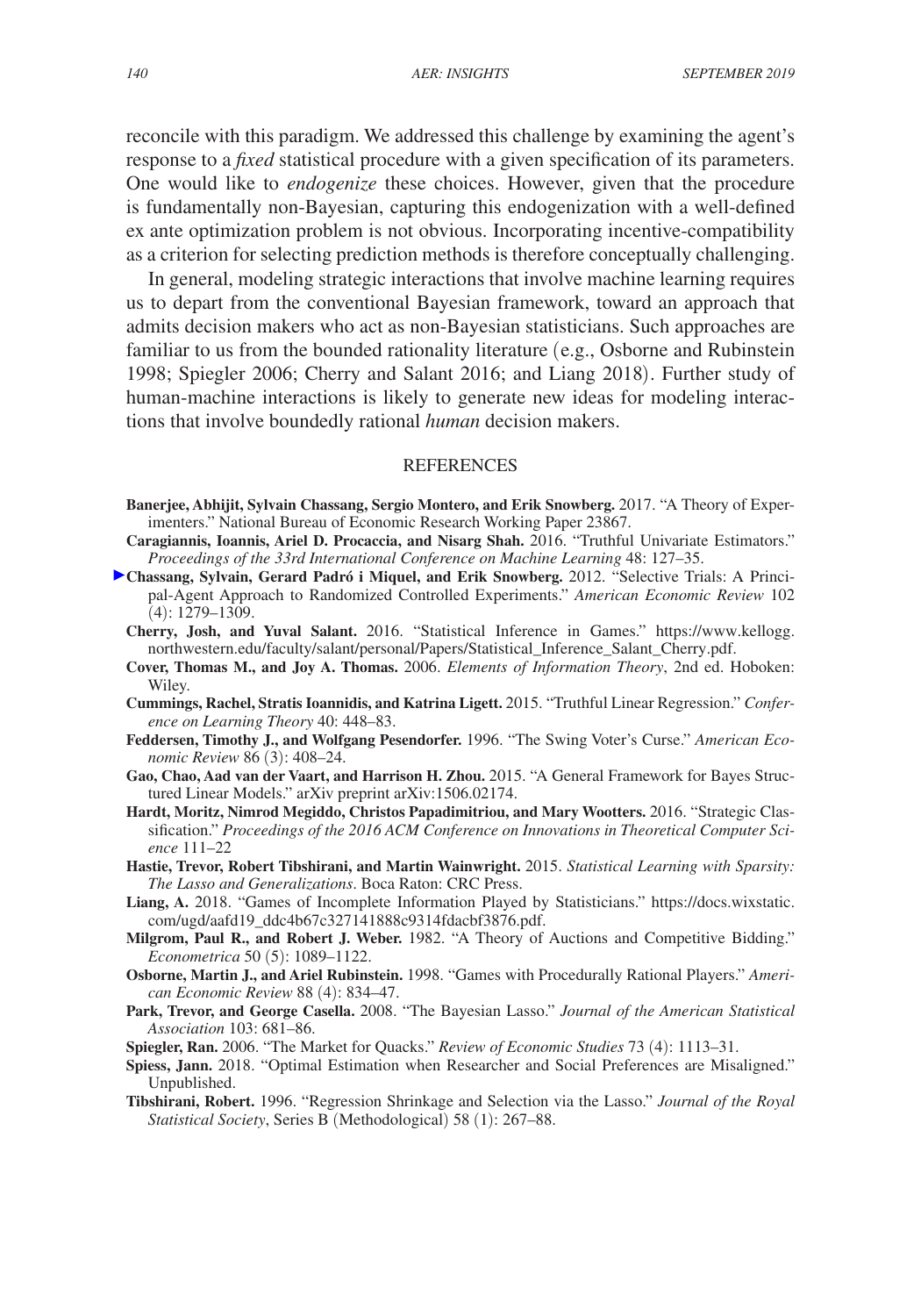reconcile with this paradigm. We addressed this challenge by examining the agent's response to a *fixed* statistical procedure with a given specification of its parameters. One would like to *endogenize* these choices. However, given that the procedure is fundamentally non-Bayesian, capturing this endogenization with a well-defined ex ante optimization problem is not obvious. Incorporating incentive-compatibility as a criterion for selecting prediction methods is therefore conceptually challenging.

In general, modeling strategic interactions that involve machine learning requires us to depart from the conventional Bayesian framework, toward an approach that admits decision makers who act as non-Bayesian statisticians. Such approaches are familiar to us from the bounded rationality literature (e.g., Osborne and Rubinstein 1998; Spiegler 2006; Cherry and Salant 2016; and Liang 2018). Further study of human-machine interactions is likely to generate new ideas for modeling interactions that involve boundedly rational *human* decision makers.

## REFERENCES

**Banerjee, Abhijit, Sylvain Chassang, Sergio Montero, and Erik Snowberg.** 2017. "A Theory of Experimenters." National Bureau of Economic Research Working Paper 23867.

**Caragiannis, Ioannis, Ariel D. Procaccia, and Nisarg Shah.** 2016. "Truthful Univariate Estimators." *Proceedings of the 33rd International Conference on Machine Learning* 48: 127–35.

**Chassang, Sylvain, Gerard Padró i Miquel, and Erik Snowberg.** 2012. "Selective Trials: A Principal-Agent Approach to Randomized Controlled Experiments." *American Economic Review* 102 (4): 1279–1309.

**Cherry, Josh, and Yuval Salant.** 2016. "Statistical Inference in Games." https://www.kellogg.northwestern.edu/faculty/salant/personal/Papers/Statistical_Inference_Salant_Cherry.pdf.

**Cover, Thomas M., and Joy A. Thomas.** 2006. *Elements of Information Theory*, 2nd ed. Hoboken: Wiley.

**Cummings, Rachel, Stratis Ioannidis, and Katrina Ligett.** 2015. "Truthful Linear Regression." *Conference on Learning Theory* 40: 448–83.

**Feddersen, Timothy J., and Wolfgang Pesendorfer.** 1996. "The Swing Voter's Curse." *American Economic Review* 86 (3): 408–24.

**Gao, Chao, Aad van der Vaart, and Harrison H. Zhou.** 2015. "A General Framework for Bayes Structured Linear Models." arXiv preprint arXiv:1506.02174.

**Hardt, Moritz, Nimrod Megiddo, Christos Papadimitriou, and Mary Wootters.** 2016. "Strategic Classification." *Proceedings of the 2016 ACM Conference on Innovations in Theoretical Computer Science* 111–22

**Hastie, Trevor, Robert Tibshirani, and Martin Wainwright.** 2015. *Statistical Learning with Sparsity: The Lasso and Generalizations*. Boca Raton: CRC Press.

**Liang, A.** 2018. "Games of Incomplete Information Played by Statisticians." https://docs.wixstatic.com/ugd/aafd19_ddc4b67c327141888c9314fdacbf3876.pdf.

**Milgrom, Paul R., and Robert J. Weber.** 1982. "A Theory of Auctions and Competitive Bidding." *Econometrica* 50 (5): 1089–1122.

**Osborne, Martin J., and Ariel Rubinstein.** 1998. "Games with Procedurally Rational Players." *American Economic Review* 88 (4): 834–47.

**Park, Trevor, and George Casella.** 2008. "The Bayesian Lasso." *Journal of the American Statistical Association* 103: 681–86.

**Spiegler, Ran.** 2006. "The Market for Quacks." *Review of Economic Studies* 73 (4): 1113–31.

**Spiess, Jann.** 2018. "Optimal Estimation when Researcher and Social Preferences are Misaligned." Unpublished.

**Tibshirani, Robert.** 1996. "Regression Shrinkage and Selection via the Lasso." *Journal of the Royal Statistical Society*, Series B (Methodological) 58 (1): 267–88.